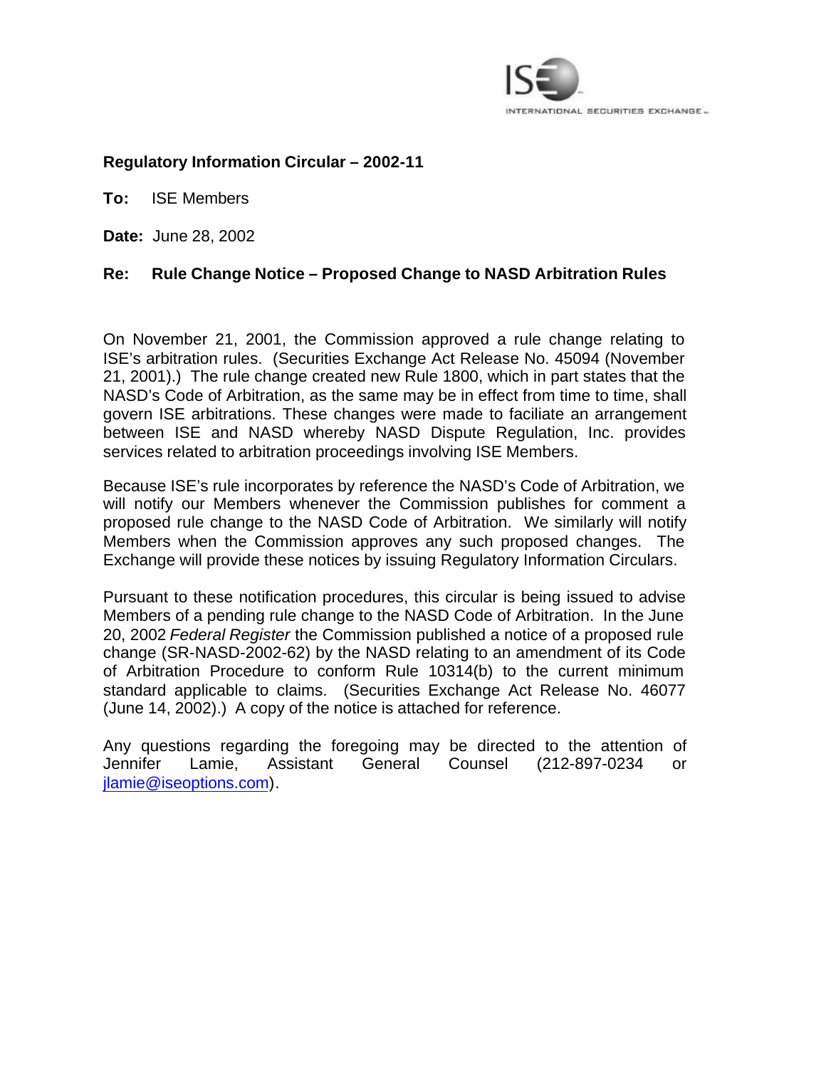ISE INTERNATIONAL SECURITIES EXCHANGE

**Regulatory Information Circular – 2002-11**

**To:** ISE Members

**Date:** June 28, 2002

**Re: Rule Change Notice – Proposed Change to NASD Arbitration Rules**

On November 21, 2001, the Commission approved a rule change relating to ISE's arbitration rules. (Securities Exchange Act Release No. 45094 (November 21, 2001).) The rule change created new Rule 1800, which in part states that the NASD's Code of Arbitration, as the same may be in effect from time to time, shall govern ISE arbitrations. These changes were made to faciliate an arrangement between ISE and NASD whereby NASD Dispute Regulation, Inc. provides services related to arbitration proceedings involving ISE Members.

Because ISE's rule incorporates by reference the NASD's Code of Arbitration, we will notify our Members whenever the Commission publishes for comment a proposed rule change to the NASD Code of Arbitration. We similarly will notify Members when the Commission approves any such proposed changes. The Exchange will provide these notices by issuing Regulatory Information Circulars.

Pursuant to these notification procedures, this circular is being issued to advise Members of a pending rule change to the NASD Code of Arbitration. In the June 20, 2002 *Federal Register* the Commission published a notice of a proposed rule change (SR-NASD-2002-62) by the NASD relating to an amendment of its Code of Arbitration Procedure to conform Rule 10314(b) to the current minimum standard applicable to claims. (Securities Exchange Act Release No. 46077 (June 14, 2002).) A copy of the notice is attached for reference.

Any questions regarding the foregoing may be directed to the attention of Jennifer Lamie, Assistant General Counsel (212-897-0234 or jlamie@iseoptions.com).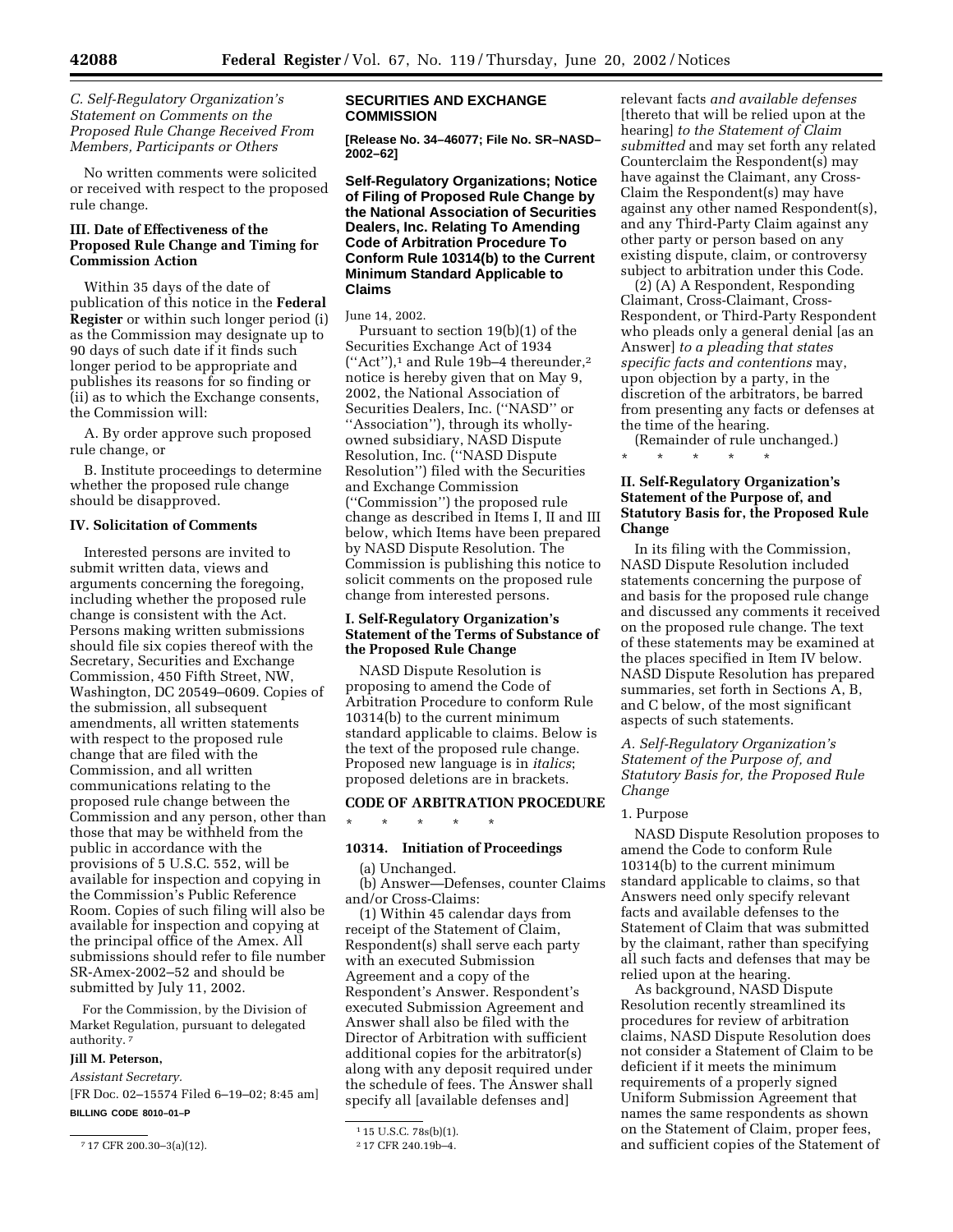*C. Self-Regulatory Organization's Statement on Comments on the Proposed Rule Change Received From Members, Participants or Others*

No written comments were solicited or received with respect to the proposed rule change.

## III. Date of Effectiveness of the Proposed Rule Change and Timing for Commission Action

Within 35 days of the date of publication of this notice in the **Federal Register** or within such longer period (i) as the Commission may designate up to 90 days of such date if it finds such longer period to be appropriate and publishes its reasons for so finding or (ii) as to which the Exchange consents, the Commission will:

A. By order approve such proposed rule change, or

B. Institute proceedings to determine whether the proposed rule change should be disapproved.

## IV. Solicitation of Comments

Interested persons are invited to submit written data, views and arguments concerning the foregoing, including whether the proposed rule change is consistent with the Act. Persons making written submissions should file six copies thereof with the Secretary, Securities and Exchange Commission, 450 Fifth Street, NW, Washington, DC 20549–0609. Copies of the submission, all subsequent amendments, all written statements with respect to the proposed rule change that are filed with the Commission, and all written communications relating to the proposed rule change between the Commission and any person, other than those that may be withheld from the public in accordance with the provisions of 5 U.S.C. 552, will be available for inspection and copying in the Commission's Public Reference Room. Copies of such filing will also be available for inspection and copying at the principal office of the Amex. All submissions should refer to file number SR-Amex-2002–52 and should be submitted by July 11, 2002.

For the Commission, by the Division of Market Regulation, pursuant to delegated authority.[7]

**Jill M. Peterson,**

*Assistant Secretary.*

[FR Doc. 02–15574 Filed 6–19–02; 8:45 am]

**BILLING CODE 8010–01–P**

[7] 17 CFR 200.30–3(a)(12).

# SECURITIES AND EXCHANGE COMMISSION

**[Release No. 34–46077; File No. SR–NASD–2002–62]**

## Self-Regulatory Organizations; Notice of Filing of Proposed Rule Change by the National Association of Securities Dealers, Inc. Relating To Amending Code of Arbitration Procedure To Conform Rule 10314(b) to the Current Minimum Standard Applicable to Claims

June 14, 2002.

Pursuant to section 19(b)(1) of the Securities Exchange Act of 1934 (''Act''),[1] and Rule 19b–4 thereunder,[2] notice is hereby given that on May 9, 2002, the National Association of Securities Dealers, Inc. (''NASD'' or ''Association''), through its wholly-owned subsidiary, NASD Dispute Resolution, Inc. (''NASD Dispute Resolution'') filed with the Securities and Exchange Commission (''Commission'') the proposed rule change as described in Items I, II and III below, which Items have been prepared by NASD Dispute Resolution. The Commission is publishing this notice to solicit comments on the proposed rule change from interested persons.

## I. Self-Regulatory Organization's Statement of the Terms of Substance of the Proposed Rule Change

NASD Dispute Resolution is proposing to amend the Code of Arbitration Procedure to conform Rule 10314(b) to the current minimum standard applicable to claims. Below is the text of the proposed rule change. Proposed new language is in *italics*; proposed deletions are in brackets.

**CODE OF ARBITRATION PROCEDURE**

\* \* \* \* \*

**10314. Initiation of Proceedings**

(a) Unchanged.

(b) Answer—Defenses, counter Claims and/or Cross-Claims:

(1) Within 45 calendar days from receipt of the Statement of Claim, Respondent(s) shall serve each party with an executed Submission Agreement and a copy of the Respondent's Answer. Respondent's executed Submission Agreement and Answer shall also be filed with the Director of Arbitration with sufficient additional copies for the arbitrator(s) along with any deposit required under the schedule of fees. The Answer shall specify all [available defenses and] relevant facts *and available defenses* [thereto that will be relied upon at the hearing] *to the Statement of Claim submitted* and may set forth any related Counterclaim the Respondent(s) may have against the Claimant, any Cross-Claim the Respondent(s) may have against any other named Respondent(s), and any Third-Party Claim against any other party or person based on any existing dispute, claim, or controversy subject to arbitration under this Code.

(2) (A) A Respondent, Responding Claimant, Cross-Claimant, Cross-Respondent, or Third-Party Respondent who pleads only a general denial [as an Answer] *to a pleading that states specific facts and contentions* may, upon objection by a party, in the discretion of the arbitrators, be barred from presenting any facts or defenses at the time of the hearing.

(Remainder of rule unchanged.)

\* \* \* \* \*

## II. Self-Regulatory Organization's Statement of the Purpose of, and Statutory Basis for, the Proposed Rule Change

In its filing with the Commission, NASD Dispute Resolution included statements concerning the purpose of and basis for the proposed rule change and discussed any comments it received on the proposed rule change. The text of these statements may be examined at the places specified in Item IV below. NASD Dispute Resolution has prepared summaries, set forth in Sections A, B, and C below, of the most significant aspects of such statements.

*A. Self-Regulatory Organization's Statement of the Purpose of, and Statutory Basis for, the Proposed Rule Change*

1. Purpose

NASD Dispute Resolution proposes to amend the Code to conform Rule 10314(b) to the current minimum standard applicable to claims, so that Answers need only specify relevant facts and available defenses to the Statement of Claim that was submitted by the claimant, rather than specifying all such facts and defenses that may be relied upon at the hearing.

As background, NASD Dispute Resolution recently streamlined its procedures for review of arbitration claims, NASD Dispute Resolution does not consider a Statement of Claim to be deficient if it meets the minimum requirements of a properly signed Uniform Submission Agreement that names the same respondents as shown on the Statement of Claim, proper fees, and sufficient copies of the Statement of

[1] 15 U.S.C. 78s(b)(1).

[2] 17 CFR 240.19b–4.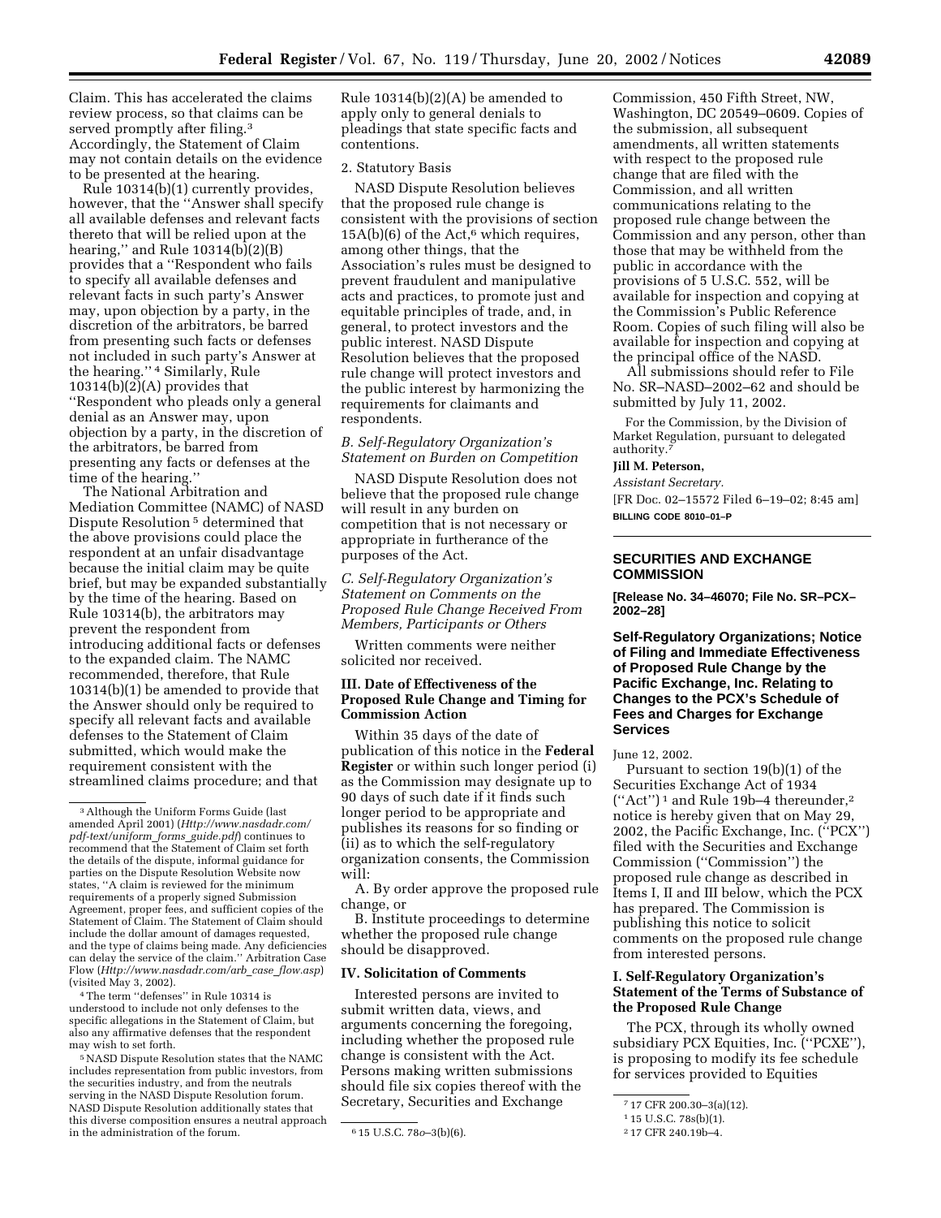Claim. This has accelerated the claims review process, so that claims can be served promptly after filing.[3] Accordingly, the Statement of Claim may not contain details on the evidence to be presented at the hearing.

Rule 10314(b)(1) currently provides, however, that the ''Answer shall specify all available defenses and relevant facts thereto that will be relied upon at the hearing,'' and Rule 10314(b)(2)(B) provides that a ''Respondent who fails to specify all available defenses and relevant facts in such party's Answer may, upon objection by a party, in the discretion of the arbitrators, be barred from presenting such facts or defenses not included in such party's Answer at the hearing.''[4] Similarly, Rule 10314(b)(2)(A) provides that ''Respondent who pleads only a general denial as an Answer may, upon objection by a party, in the discretion of the arbitrators, be barred from presenting any facts or defenses at the time of the hearing.''

The National Arbitration and Mediation Committee (NAMC) of NASD Dispute Resolution[5] determined that the above provisions could place the respondent at an unfair disadvantage because the initial claim may be quite brief, but may be expanded substantially by the time of the hearing. Based on Rule 10314(b), the arbitrators may prevent the respondent from introducing additional facts or defenses to the expanded claim. The NAMC recommended, therefore, that Rule 10314(b)(1) be amended to provide that the Answer should only be required to specify all relevant facts and available defenses to the Statement of Claim submitted, which would make the requirement consistent with the streamlined claims procedure; and that Rule 10314(b)(2)(A) be amended to apply only to general denials to pleadings that state specific facts and contentions.

2. Statutory Basis

NASD Dispute Resolution believes that the proposed rule change is consistent with the provisions of section 15A(b)(6) of the Act,[6] which requires, among other things, that the Association's rules must be designed to prevent fraudulent and manipulative acts and practices, to promote just and equitable principles of trade, and, in general, to protect investors and the public interest. NASD Dispute Resolution believes that the proposed rule change will protect investors and the public interest by harmonizing the requirements for claimants and respondents.

*B. Self-Regulatory Organization's Statement on Burden on Competition*

NASD Dispute Resolution does not believe that the proposed rule change will result in any burden on competition that is not necessary or appropriate in furtherance of the purposes of the Act.

*C. Self-Regulatory Organization's Statement on Comments on the Proposed Rule Change Received From Members, Participants or Others*

Written comments were neither solicited nor received.

## III. Date of Effectiveness of the Proposed Rule Change and Timing for Commission Action

Within 35 days of the date of publication of this notice in the **Federal Register** or within such longer period (i) as the Commission may designate up to 90 days of such date if it finds such longer period to be appropriate and publishes its reasons for so finding or (ii) as to which the self-regulatory organization consents, the Commission will:

A. By order approve the proposed rule change, or

B. Institute proceedings to determine whether the proposed rule change should be disapproved.

## IV. Solicitation of Comments

Interested persons are invited to submit written data, views, and arguments concerning the foregoing, including whether the proposed rule change is consistent with the Act. Persons making written submissions should file six copies thereof with the Secretary, Securities and Exchange Commission, 450 Fifth Street, NW, Washington, DC 20549–0609. Copies of the submission, all subsequent amendments, all written statements with respect to the proposed rule change that are filed with the Commission, and all written communications relating to the proposed rule change between the Commission and any person, other than those that may be withheld from the public in accordance with the provisions of 5 U.S.C. 552, will be available for inspection and copying at the Commission's Public Reference Room. Copies of such filing will also be available for inspection and copying at the principal office of the NASD.

All submissions should refer to File No. SR–NASD–2002–62 and should be submitted by July 11, 2002.

For the Commission, by the Division of Market Regulation, pursuant to delegated authority.[7]

**Jill M. Peterson,**

*Assistant Secretary.*

[FR Doc. 02–15572 Filed 6–19–02; 8:45 am]

**BILLING CODE 8010–01–P**

---

[3] Although the Uniform Forms Guide (last amended April 2001) (*Http://www.nasdadr.com/pdf-text/uniform_forms_guide.pdf*) continues to recommend that the Statement of Claim set forth the details of the dispute, informal guidance for parties on the Dispute Resolution Website now states, ''A claim is reviewed for the minimum requirements of a properly signed Submission Agreement, proper fees, and sufficient copies of the Statement of Claim. The Statement of Claim should include the dollar amount of damages requested, and the type of claims being made. Any deficiencies can delay the service of the claim.'' Arbitration Case Flow (*Http://www.nasdadr.com/arb_case_flow.asp*) (visited May 3, 2002).

[4] The term ''defenses'' in Rule 10314 is understood to include not only defenses to the specific allegations in the Statement of Claim, but also any affirmative defenses that the respondent may wish to set forth.

[5] NASD Dispute Resolution states that the NAMC includes representation from public investors, from the securities industry, and from the neutrals serving in the NASD Dispute Resolution forum. NASD Dispute Resolution additionally states that this diverse composition ensures a neutral approach in the administration of the forum.

[6] 15 U.S.C. 78*o*–3(b)(6).

[7] 17 CFR 200.30–3(a)(12).

---

## SECURITIES AND EXCHANGE COMMISSION

**[Release No. 34–46070; File No. SR–PCX–2002–28]**

### Self-Regulatory Organizations; Notice of Filing and Immediate Effectiveness of Proposed Rule Change by the Pacific Exchange, Inc. Relating to Changes to the PCX's Schedule of Fees and Charges for Exchange Services

June 12, 2002.

Pursuant to section 19(b)(1) of the Securities Exchange Act of 1934 (''Act'')[1] and Rule 19b–4 thereunder,[2] notice is hereby given that on May 29, 2002, the Pacific Exchange, Inc. (''PCX'') filed with the Securities and Exchange Commission (''Commission'') the proposed rule change as described in Items I, II and III below, which the PCX has prepared. The Commission is publishing this notice to solicit comments on the proposed rule change from interested persons.

## I. Self-Regulatory Organization's Statement of the Terms of Substance of the Proposed Rule Change

The PCX, through its wholly owned subsidiary PCX Equities, Inc. (''PCXE''), is proposing to modify its fee schedule for services provided to Equities

---

[1] 15 U.S.C. 78s(b)(1).

[2] 17 CFR 240.19b–4.